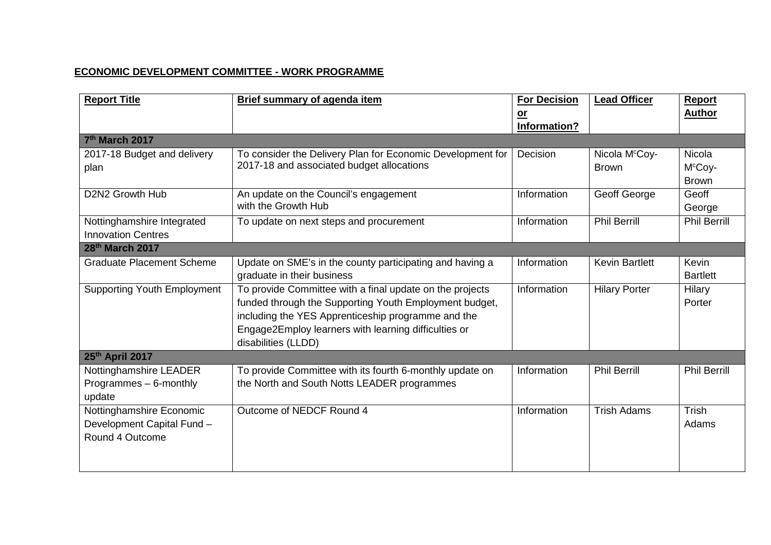**ECONOMIC DEVELOPMENT COMMITTEE - WORK PROGRAMME**

| **Report Title** | **Brief summary of agenda item** | **For Decision or Information?** | **Lead Officer** | **Report Author** |
|---|---|---|---|---|
| **7th March 2017** | | | | |
| 2017-18 Budget and delivery plan | To consider the Delivery Plan for Economic Development for 2017-18 and associated budget allocations | Decision | Nicola McCoy-Brown | Nicola McCoy-Brown |
| D2N2 Growth Hub | An update on the Council's engagement with the Growth Hub | Information | Geoff George | Geoff George |
| Nottinghamshire Integrated Innovation Centres | To update on next steps and procurement | Information | Phil Berrill | Phil Berrill |
| **28th March 2017** | | | | |
| Graduate Placement Scheme | Update on SME's in the county participating and having a graduate in their business | Information | Kevin Bartlett | Kevin Bartlett |
| Supporting Youth Employment | To provide Committee with a final update on the projects funded through the Supporting Youth Employment budget, including the YES Apprenticeship programme and the Engage2Employ learners with learning difficulties or disabilities (LLDD) | Information | Hilary Porter | Hilary Porter |
| **25th April 2017** | | | | |
| Nottinghamshire LEADER Programmes – 6-monthly update | To provide Committee with its fourth 6-monthly update on the North and South Notts LEADER programmes | Information | Phil Berrill | Phil Berrill |
| Nottinghamshire Economic Development Capital Fund – Round 4 Outcome | Outcome of NEDCF Round 4 | Information | Trish Adams | Trish Adams |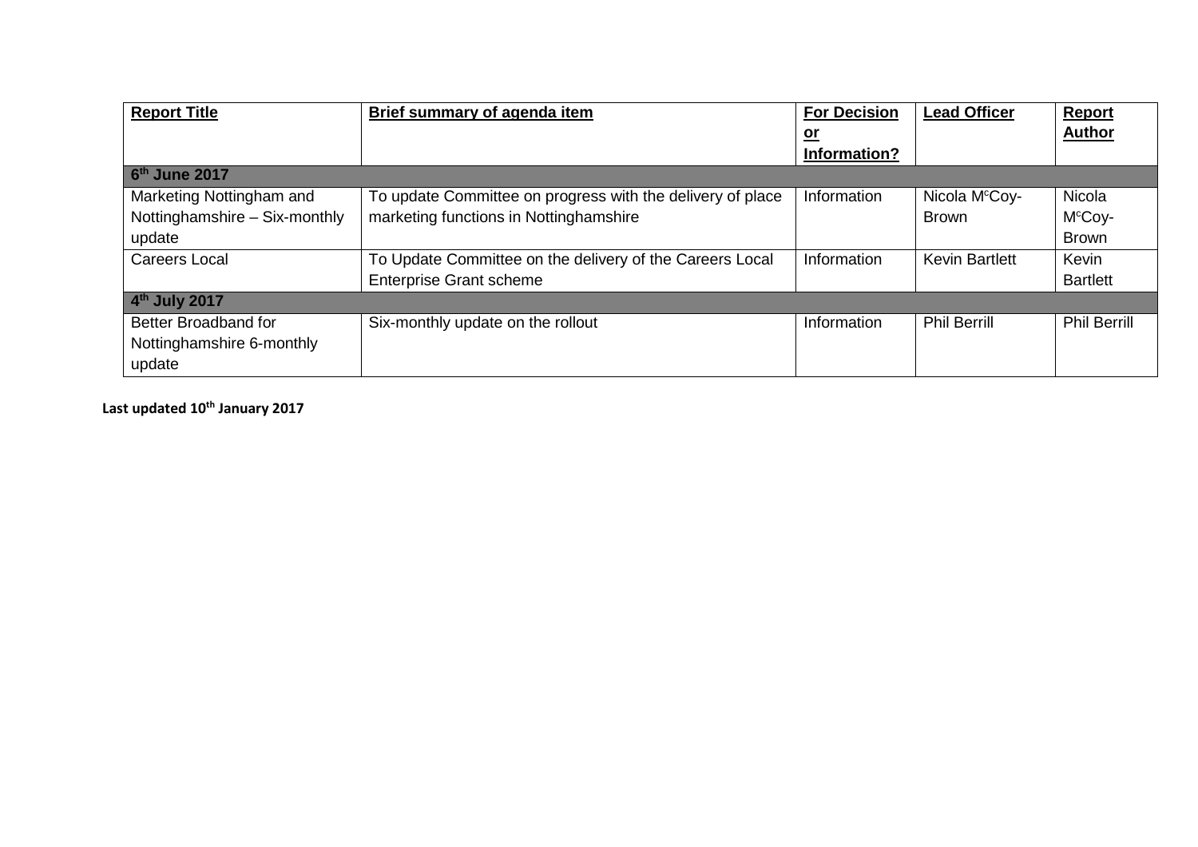| Report Title | Brief summary of agenda item | For Decision or Information? | Lead Officer | Report Author |
|---|---|---|---|---|
| **6th June 2017** | | | | |
| Marketing Nottingham and Nottinghamshire – Six-monthly update | To update Committee on progress with the delivery of place marketing functions in Nottinghamshire | Information | Nicola McCoy-Brown | Nicola McCoy-Brown |
| Careers Local | To Update Committee on the delivery of the Careers Local Enterprise Grant scheme | Information | Kevin Bartlett | Kevin Bartlett |
| **4th July 2017** | | | | |
| Better Broadband for Nottinghamshire 6-monthly update | Six-monthly update on the rollout | Information | Phil Berrill | Phil Berrill |

**Last updated 10th January 2017**